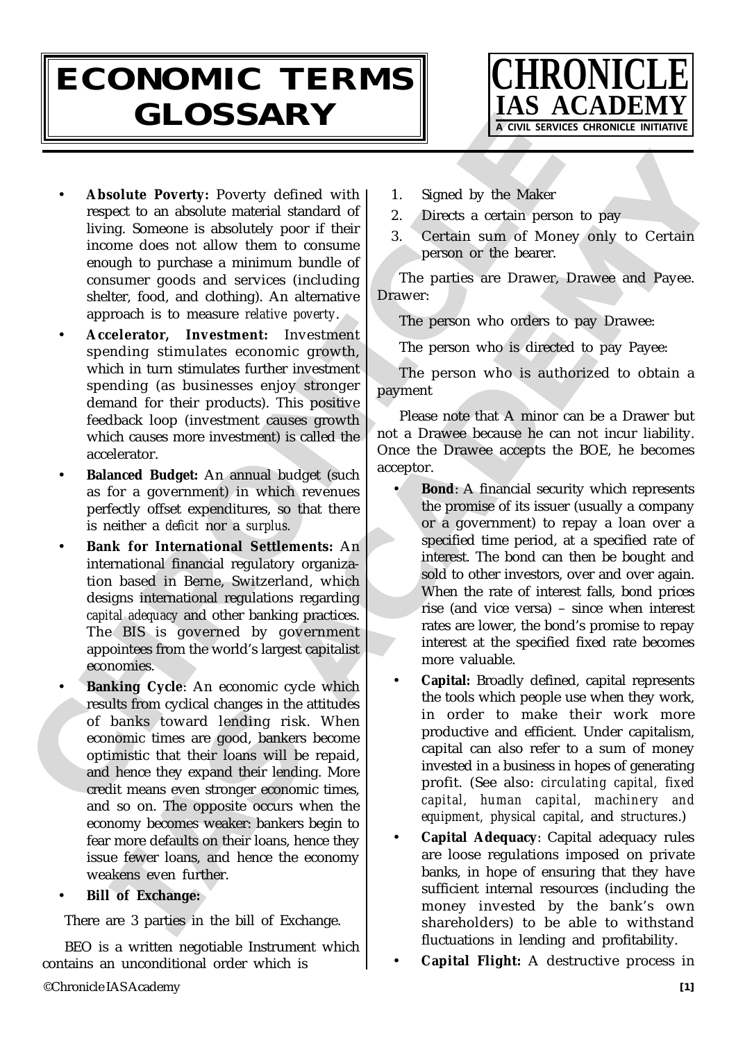# ECONOMIC TERMS GLOSSARY

CHRONICLE IAS ACADEMY

A CIVIL SERVICES CHRONICLE INITIATIVE

- **Absolute Poverty:** Poverty defined with respect to an absolute material standard of living. Someone is absolutely poor if their income does not allow them to consume enough to purchase a minimum bundle of consumer goods and services (including shelter, food, and clothing). An alternative approach is to measure *relative poverty*.
- **Accelerator, Investment:** Investment spending stimulates economic growth, which in turn stimulates further investment spending (as businesses enjoy stronger demand for their products). This positive feedback loop (investment causes growth which causes more investment) is called the accelerator.
- **Balanced Budget:** An annual budget (such as for a government) in which revenues perfectly offset expenditures, so that there is neither a *deficit* nor a *surplus*.
- **Bank for International Settlements:** An international financial regulatory organization based in Berne, Switzerland, which designs international regulations regarding *capital adequacy* and other banking practices. The BIS is governed by government appointees from the world's largest capitalist economies.
- **Banking Cycle**: An economic cycle which results from cyclical changes in the attitudes of banks toward lending risk. When economic times are good, bankers become optimistic that their loans will be repaid, and hence they expand their lending. More credit means even stronger economic times, and so on. The opposite occurs when the economy becomes weaker: bankers begin to fear more defaults on their loans, hence they issue fewer loans, and hence the economy weakens even further.
- **Bill of Exchange:**

There are 3 parties in the bill of Exchange.

BEO is a written negotiable Instrument which contains an unconditional order which is

1. Signed by the Maker
2. Directs a certain person to pay
3. Certain sum of Money only to Certain person or the bearer.

The parties are Drawer, Drawee and Payee. Drawer:

The person who orders to pay Drawee:

The person who is directed to pay Payee:

The person who is authorized to obtain a payment

Please note that A minor can be a Drawer but not a Drawee because he can not incur liability. Once the Drawee accepts the BOE, he becomes acceptor.

- **Bond**: A financial security which represents the promise of its issuer (usually a company or a government) to repay a loan over a specified time period, at a specified rate of interest. The bond can then be bought and sold to other investors, over and over again. When the rate of interest falls, bond prices rise (and vice versa) – since when interest rates are lower, the bond's promise to repay interest at the specified fixed rate becomes more valuable.
- **Capital:** Broadly defined, capital represents the tools which people use when they work, in order to make their work more productive and efficient. Under capitalism, capital can also refer to a sum of money invested in a business in hopes of generating profit. (See also: *circulating capital, fixed capital, human capital, machinery and equipment, physical capital*, and *structures*.)
- **Capital Adequacy**: Capital adequacy rules are loose regulations imposed on private banks, in hope of ensuring that they have sufficient internal resources (including the money invested by the bank's own shareholders) to be able to withstand fluctuations in lending and profitability.
- **Capital Flight:** A destructive process in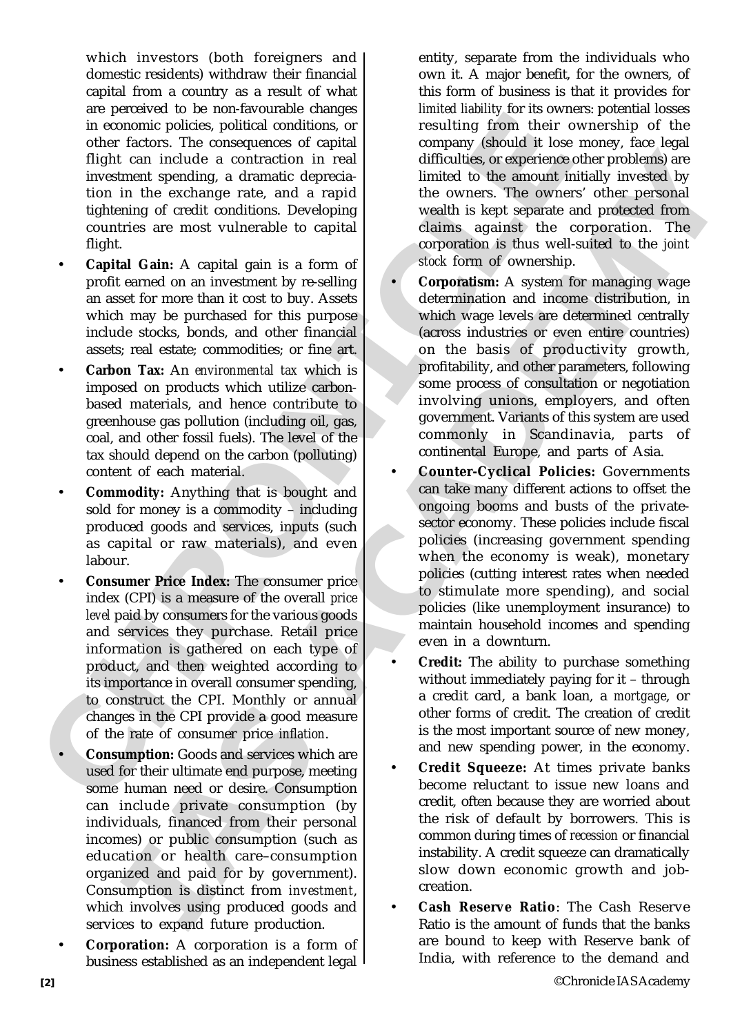which investors (both foreigners and domestic residents) withdraw their financial capital from a country as a result of what are perceived to be non-favourable changes in economic policies, political conditions, or other factors. The consequences of capital flight can include a contraction in real investment spending, a dramatic depreciation in the exchange rate, and a rapid tightening of credit conditions. Developing countries are most vulnerable to capital flight.

- **Capital Gain:** A capital gain is a form of profit earned on an investment by re-selling an asset for more than it cost to buy. Assets which may be purchased for this purpose include stocks, bonds, and other financial assets; real estate; commodities; or fine art.
- **Carbon Tax:** An *environmental tax* which is imposed on products which utilize carbon-based materials, and hence contribute to greenhouse gas pollution (including oil, gas, coal, and other fossil fuels). The level of the tax should depend on the carbon (polluting) content of each material.
- **Commodity:** Anything that is bought and sold for money is a commodity – including produced goods and services, inputs (such as capital or raw materials), and even labour.
- **Consumer Price Index:** The consumer price index (CPI) is a measure of the overall *price level* paid by consumers for the various goods and services they purchase. Retail price information is gathered on each type of product, and then weighted according to its importance in overall consumer spending, to construct the CPI. Monthly or annual changes in the CPI provide a good measure of the rate of consumer price *inflation*.
- **Consumption:** Goods and services which are used for their ultimate end purpose, meeting some human need or desire. Consumption can include private consumption (by individuals, financed from their personal incomes) or public consumption (such as education or health care–consumption organized and paid for by government). Consumption is distinct from *investment*, which involves using produced goods and services to expand future production.
- **Corporation:** A corporation is a form of business established as an independent legal entity, separate from the individuals who own it. A major benefit, for the owners, of this form of business is that it provides for *limited liability* for its owners: potential losses resulting from their ownership of the company (should it lose money, face legal difficulties, or experience other problems) are limited to the amount initially invested by the owners. The owners' other personal wealth is kept separate and protected from claims against the corporation. The corporation is thus well-suited to the *joint stock* form of ownership.
- **Corporatism:** A system for managing wage determination and income distribution, in which wage levels are determined centrally (across industries or even entire countries) on the basis of productivity growth, profitability, and other parameters, following some process of consultation or negotiation involving unions, employers, and often government. Variants of this system are used commonly in Scandinavia, parts of continental Europe, and parts of Asia.
- **Counter-Cyclical Policies:** Governments can take many different actions to offset the ongoing booms and busts of the private-sector economy. These policies include fiscal policies (increasing government spending when the economy is weak), monetary policies (cutting interest rates when needed to stimulate more spending), and social policies (like unemployment insurance) to maintain household incomes and spending even in a downturn.
- **Credit:** The ability to purchase something without immediately paying for it – through a credit card, a bank loan, a *mortgage*, or other forms of credit. The creation of credit is the most important source of new money, and new spending power, in the economy.
- **Credit Squeeze:** At times private banks become reluctant to issue new loans and credit, often because they are worried about the risk of default by borrowers. This is common during times of *recession* or financial instability. A credit squeeze can dramatically slow down economic growth and job-creation.
- **Cash Reserve Ratio**: The Cash Reserve Ratio is the amount of funds that the banks are bound to keep with Reserve bank of India, with reference to the demand and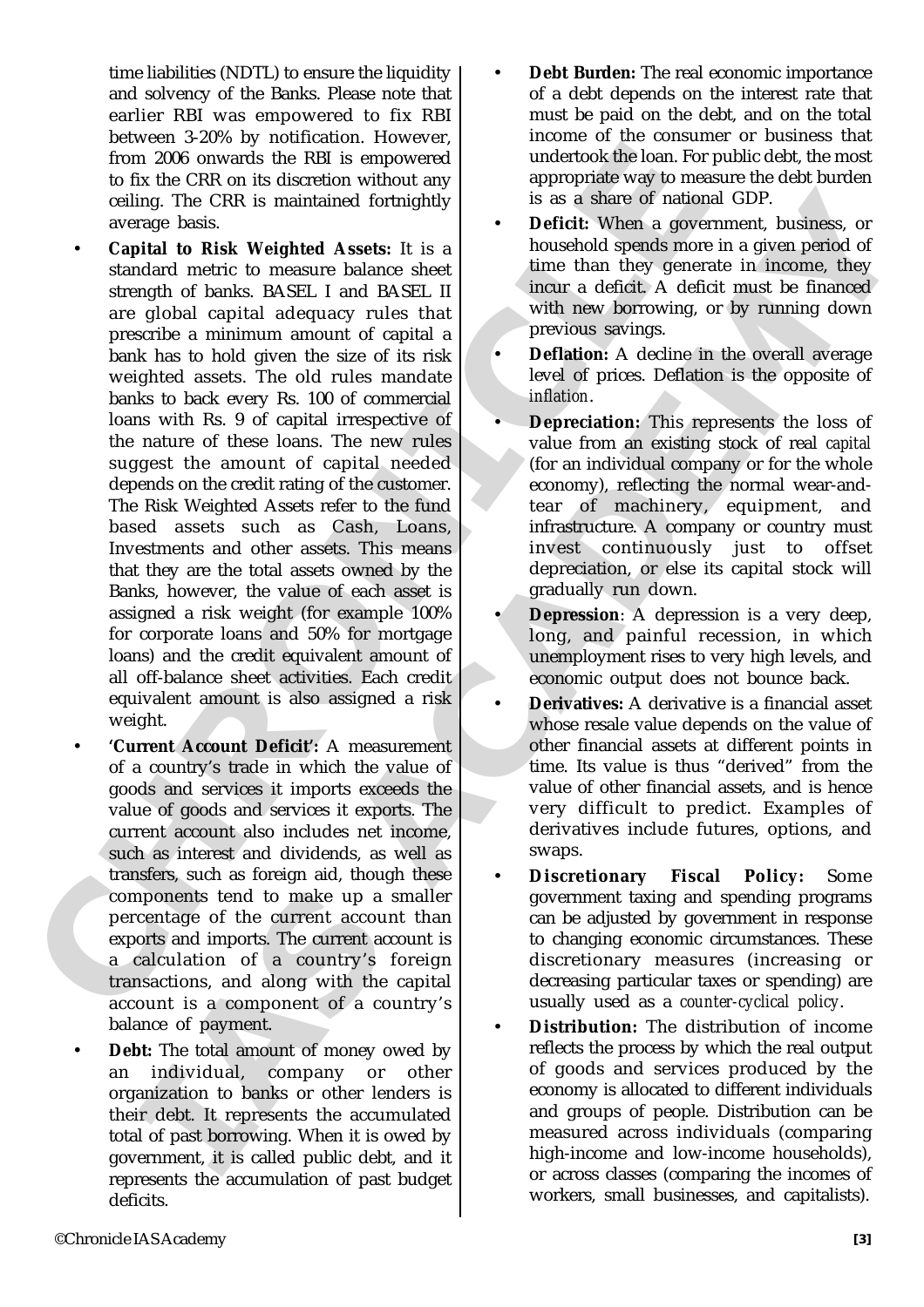time liabilities (NDTL) to ensure the liquidity and solvency of the Banks. Please note that earlier RBI was empowered to fix RBI between 3-20% by notification. However, from 2006 onwards the RBI is empowered to fix the CRR on its discretion without any ceiling. The CRR is maintained fortnightly average basis.

- **Capital to Risk Weighted Assets:** It is a standard metric to measure balance sheet strength of banks. BASEL I and BASEL II are global capital adequacy rules that prescribe a minimum amount of capital a bank has to hold given the size of its risk weighted assets. The old rules mandate banks to back every Rs. 100 of commercial loans with Rs. 9 of capital irrespective of the nature of these loans. The new rules suggest the amount of capital needed depends on the credit rating of the customer. The Risk Weighted Assets refer to the fund based assets such as Cash, Loans, Investments and other assets. This means that they are the total assets owned by the Banks, however, the value of each asset is assigned a risk weight (for example 100% for corporate loans and 50% for mortgage loans) and the credit equivalent amount of all off-balance sheet activities. Each credit equivalent amount is also assigned a risk weight.
- **'Current Account Deficit':** A measurement of a country's trade in which the value of goods and services it imports exceeds the value of goods and services it exports. The current account also includes net income, such as interest and dividends, as well as transfers, such as foreign aid, though these components tend to make up a smaller percentage of the current account than exports and imports. The current account is a calculation of a country's foreign transactions, and along with the capital account is a component of a country's balance of payment.
- **Debt:** The total amount of money owed by an individual, company or other organization to banks or other lenders is their debt. It represents the accumulated total of past borrowing. When it is owed by government, it is called public debt, and it represents the accumulation of past budget deficits.
- **Debt Burden:** The real economic importance of a debt depends on the interest rate that must be paid on the debt, and on the total income of the consumer or business that undertook the loan. For public debt, the most appropriate way to measure the debt burden is as a share of national GDP.
- **Deficit:** When a government, business, or household spends more in a given period of time than they generate in income, they incur a deficit. A deficit must be financed with new borrowing, or by running down previous savings.
- **Deflation:** A decline in the overall average level of prices. Deflation is the opposite of *inflation*.
- **Depreciation:** This represents the loss of value from an existing stock of real *capital* (for an individual company or for the whole economy), reflecting the normal wear-and-tear of machinery, equipment, and infrastructure. A company or country must invest continuously just to offset depreciation, or else its capital stock will gradually run down.
- **Depression**: A depression is a very deep, long, and painful recession, in which unemployment rises to very high levels, and economic output does not bounce back.
- **Derivatives:** A derivative is a financial asset whose resale value depends on the value of other financial assets at different points in time. Its value is thus "derived" from the value of other financial assets, and is hence very difficult to predict. Examples of derivatives include futures, options, and swaps.
- **Discretionary Fiscal Policy:** Some government taxing and spending programs can be adjusted by government in response to changing economic circumstances. These discretionary measures (increasing or decreasing particular taxes or spending) are usually used as a *counter-cyclical policy*.
- **Distribution:** The distribution of income reflects the process by which the real output of goods and services produced by the economy is allocated to different individuals and groups of people. Distribution can be measured across individuals (comparing high-income and low-income households), or across classes (comparing the incomes of workers, small businesses, and capitalists).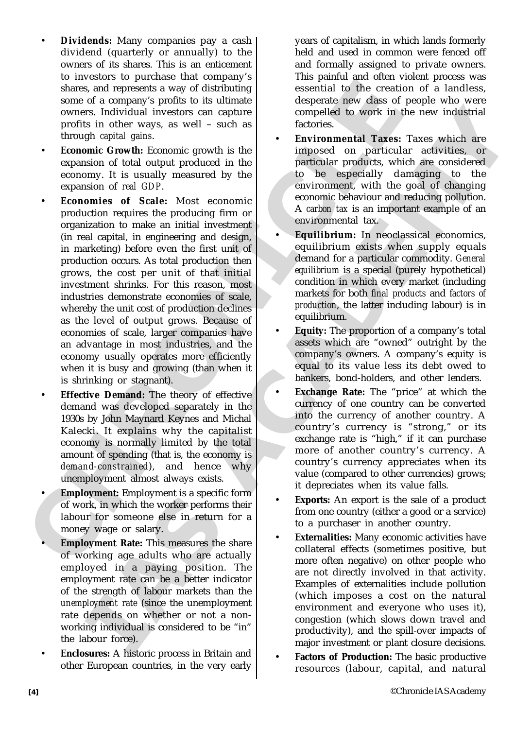- **Dividends:** Many companies pay a cash dividend (quarterly or annually) to the owners of its shares. This is an enticement to investors to purchase that company's shares, and represents a way of distributing some of a company's profits to its ultimate owners. Individual investors can capture profits in other ways, as well – such as through *capital gains*.
- **Economic Growth:** Economic growth is the expansion of total output produced in the economy. It is usually measured by the expansion of *real GDP*.
- **Economies of Scale:** Most economic production requires the producing firm or organization to make an initial investment (in real capital, in engineering and design, in marketing) before even the first unit of production occurs. As total production then grows, the cost per unit of that initial investment shrinks. For this reason, most industries demonstrate economies of scale, whereby the unit cost of production declines as the level of output grows. Because of economies of scale, larger companies have an advantage in most industries, and the economy usually operates more efficiently when it is busy and growing (than when it is shrinking or stagnant).
- **Effective Demand:** The theory of effective demand was developed separately in the 1930s by John Maynard Keynes and Michal Kalecki. It explains why the capitalist economy is normally limited by the total amount of spending (that is, the economy is *demand-constrained*), and hence why unemployment almost always exists.
- **Employment:** Employment is a specific form of work, in which the worker performs their labour for someone else in return for a money wage or salary.
- **Employment Rate:** This measures the share of working age adults who are actually employed in a paying position. The employment rate can be a better indicator of the strength of labour markets than the *unemployment rate* (since the unemployment rate depends on whether or not a non-working individual is considered to be "in" the labour force).
- **Enclosures:** A historic process in Britain and other European countries, in the very early years of capitalism, in which lands formerly held and used in common were fenced off and formally assigned to private owners. This painful and often violent process was essential to the creation of a landless, desperate new class of people who were compelled to work in the new industrial factories.
- **Environmental Taxes:** Taxes which are imposed on particular activities, or particular products, which are considered to be especially damaging to the environment, with the goal of changing economic behaviour and reducing pollution. A *carbon tax* is an important example of an environmental tax.
- **Equilibrium:** In neoclassical economics, equilibrium exists when supply equals demand for a particular commodity. *General equilibrium* is a special (purely hypothetical) condition in which every market (including markets for both *final products* and *factors of production*, the latter including labour) is in equilibrium.
- **Equity:** The proportion of a company's total assets which are "owned" outright by the company's owners. A company's equity is equal to its value less its debt owed to bankers, bond-holders, and other lenders.
- **Exchange Rate:** The "price" at which the currency of one country can be converted into the currency of another country. A country's currency is "strong," or its exchange rate is "high," if it can purchase more of another country's currency. A country's currency appreciates when its value (compared to other currencies) grows; it depreciates when its value falls.
- **Exports:** An export is the sale of a product from one country (either a good or a service) to a purchaser in another country.
- **Externalities:** Many economic activities have collateral effects (sometimes positive, but more often negative) on other people who are not directly involved in that activity. Examples of externalities include pollution (which imposes a cost on the natural environment and everyone who uses it), congestion (which slows down travel and productivity), and the spill-over impacts of major investment or plant closure decisions.
- **Factors of Production:** The basic productive resources (labour, capital, and natural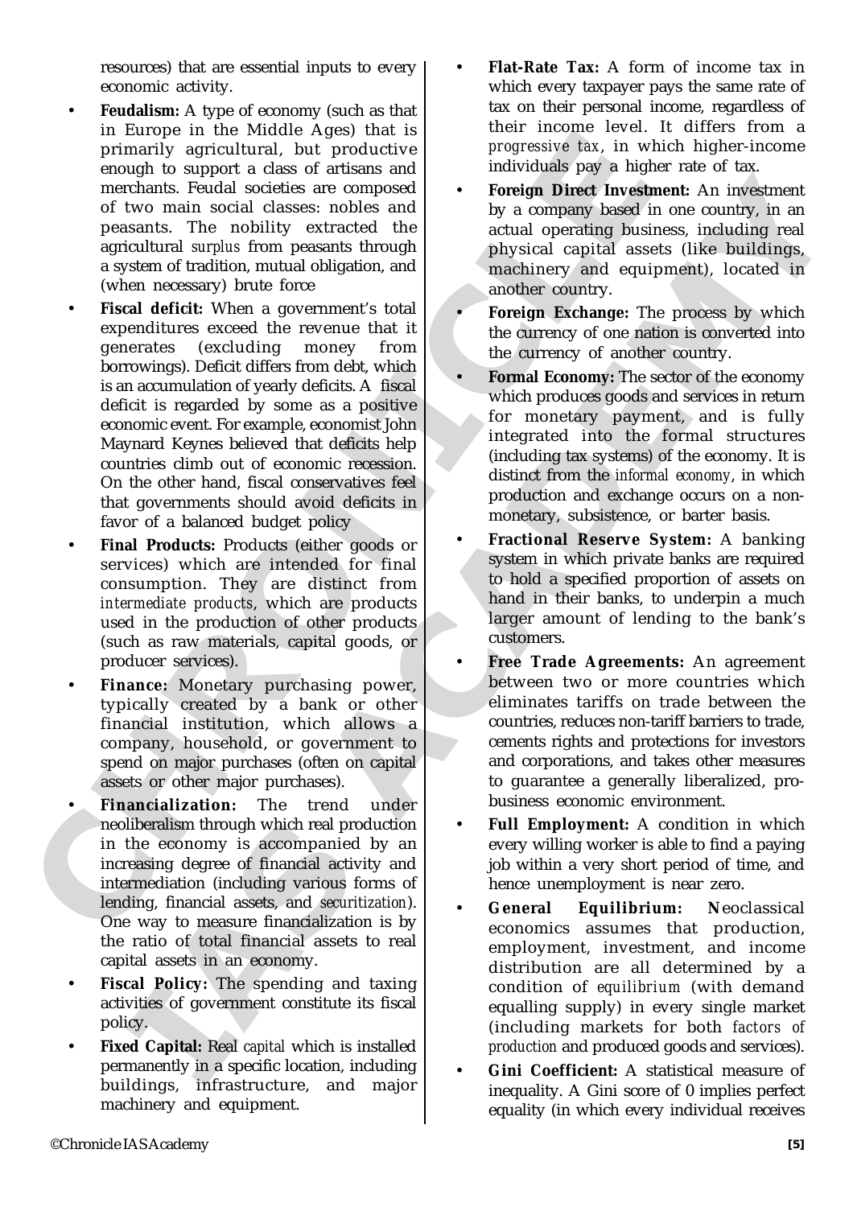resources) that are essential inputs to every economic activity.

- **Feudalism:** A type of economy (such as that in Europe in the Middle Ages) that is primarily agricultural, but productive enough to support a class of artisans and merchants. Feudal societies are composed of two main social classes: nobles and peasants. The nobility extracted the agricultural *surplus* from peasants through a system of tradition, mutual obligation, and (when necessary) brute force
- **Fiscal deficit:** When a government's total expenditures exceed the revenue that it generates (excluding money from borrowings). Deficit differs from debt, which is an accumulation of yearly deficits. A fiscal deficit is regarded by some as a positive economic event. For example, economist John Maynard Keynes believed that deficits help countries climb out of economic recession. On the other hand, fiscal conservatives feel that governments should avoid deficits in favor of a balanced budget policy
- **Final Products:** Products (either goods or services) which are intended for final consumption. They are distinct from *intermediate products*, which are products used in the production of other products (such as raw materials, capital goods, or producer services).
- **Finance:** Monetary purchasing power, typically created by a bank or other financial institution, which allows a company, household, or government to spend on major purchases (often on capital assets or other major purchases).
- **Financialization:** The trend under neoliberalism through which real production in the economy is accompanied by an increasing degree of financial activity and intermediation (including various forms of lending, financial assets, and *securitization*). One way to measure financialization is by the ratio of total financial assets to real capital assets in an economy.
- **Fiscal Policy:** The spending and taxing activities of government constitute its fiscal policy.
- **Fixed Capital:** Real *capital* which is installed permanently in a specific location, including buildings, infrastructure, and major machinery and equipment.
- **Flat-Rate Tax:** A form of income tax in which every taxpayer pays the same rate of tax on their personal income, regardless of their income level. It differs from a *progressive tax*, in which higher-income individuals pay a higher rate of tax.
- **Foreign Direct Investment:** An investment by a company based in one country, in an actual operating business, including real physical capital assets (like buildings, machinery and equipment), located in another country.
- **Foreign Exchange:** The process by which the currency of one nation is converted into the currency of another country.
- **Formal Economy:** The sector of the economy which produces goods and services in return for monetary payment, and is fully integrated into the formal structures (including tax systems) of the economy. It is distinct from the *informal economy*, in which production and exchange occurs on a non-monetary, subsistence, or barter basis.
- **Fractional Reserve System:** A banking system in which private banks are required to hold a specified proportion of assets on hand in their banks, to underpin a much larger amount of lending to the bank's customers.
- **Free Trade Agreements:** An agreement between two or more countries which eliminates tariffs on trade between the countries, reduces non-tariff barriers to trade, cements rights and protections for investors and corporations, and takes other measures to guarantee a generally liberalized, pro-business economic environment.
- **Full Employment:** A condition in which every willing worker is able to find a paying job within a very short period of time, and hence unemployment is near zero.
- **General Equilibrium:** Neoclassical economics assumes that production, employment, investment, and income distribution are all determined by a condition of *equilibrium* (with demand equalling supply) in every single market (including markets for both *factors of production* and produced goods and services).
- **Gini Coefficient:** A statistical measure of inequality. A Gini score of 0 implies perfect equality (in which every individual receives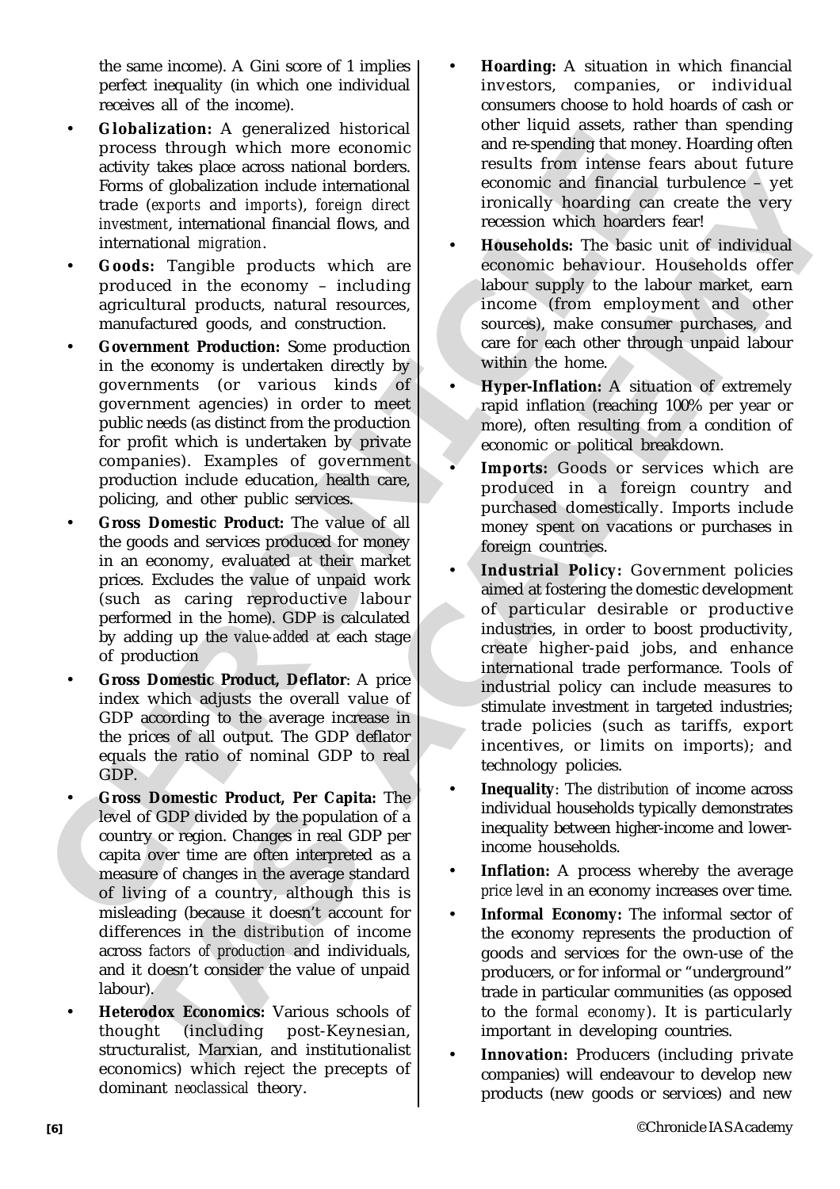the same income). A Gini score of 1 implies perfect inequality (in which one individual receives all of the income).

- **Globalization:** A generalized historical process through which more economic activity takes place across national borders. Forms of globalization include international trade (*exports* and *imports*), *foreign direct investment*, international financial flows, and international *migration*.
- **Goods:** Tangible products which are produced in the economy – including agricultural products, natural resources, manufactured goods, and construction.
- **Government Production:** Some production in the economy is undertaken directly by governments (or various kinds of government agencies) in order to meet public needs (as distinct from the production for profit which is undertaken by private companies). Examples of government production include education, health care, policing, and other public services.
- **Gross Domestic Product:** The value of all the goods and services produced for money in an economy, evaluated at their market prices. Excludes the value of unpaid work (such as caring reproductive labour performed in the home). GDP is calculated by adding up the *value-added* at each stage of production
- **Gross Domestic Product, Deflator**: A price index which adjusts the overall value of GDP according to the average increase in the prices of all output. The GDP deflator equals the ratio of nominal GDP to real GDP.
- **Gross Domestic Product, Per Capita:** The level of GDP divided by the population of a country or region. Changes in real GDP per capita over time are often interpreted as a measure of changes in the average standard of living of a country, although this is misleading (because it doesn't account for differences in the *distribution* of income across *factors of production* and individuals, and it doesn't consider the value of unpaid labour).
- **Heterodox Economics:** Various schools of thought (including post-Keynesian, structuralist, Marxian, and institutionalist economics) which reject the precepts of dominant *neoclassical* theory.
- **Hoarding:** A situation in which financial investors, companies, or individual consumers choose to hold hoards of cash or other liquid assets, rather than spending and re-spending that money. Hoarding often results from intense fears about future economic and financial turbulence – yet ironically hoarding can create the very recession which hoarders fear!
- **Households:** The basic unit of individual economic behaviour. Households offer labour supply to the labour market, earn income (from employment and other sources), make consumer purchases, and care for each other through unpaid labour within the home.
- **Hyper-Inflation:** A situation of extremely rapid inflation (reaching 100% per year or more), often resulting from a condition of economic or political breakdown.
- **Imports:** Goods or services which are produced in a foreign country and purchased domestically. Imports include money spent on vacations or purchases in foreign countries.
- **Industrial Policy:** Government policies aimed at fostering the domestic development of particular desirable or productive industries, in order to boost productivity, create higher-paid jobs, and enhance international trade performance. Tools of industrial policy can include measures to stimulate investment in targeted industries; trade policies (such as tariffs, export incentives, or limits on imports); and technology policies.
- **Inequality**: The *distribution* of income across individual households typically demonstrates inequality between higher-income and lower-income households.
- **Inflation:** A process whereby the average *price level* in an economy increases over time.
- **Informal Economy:** The informal sector of the economy represents the production of goods and services for the own-use of the producers, or for informal or "underground" trade in particular communities (as opposed to the *formal economy*). It is particularly important in developing countries.
- **Innovation:** Producers (including private companies) will endeavour to develop new products (new goods or services) and new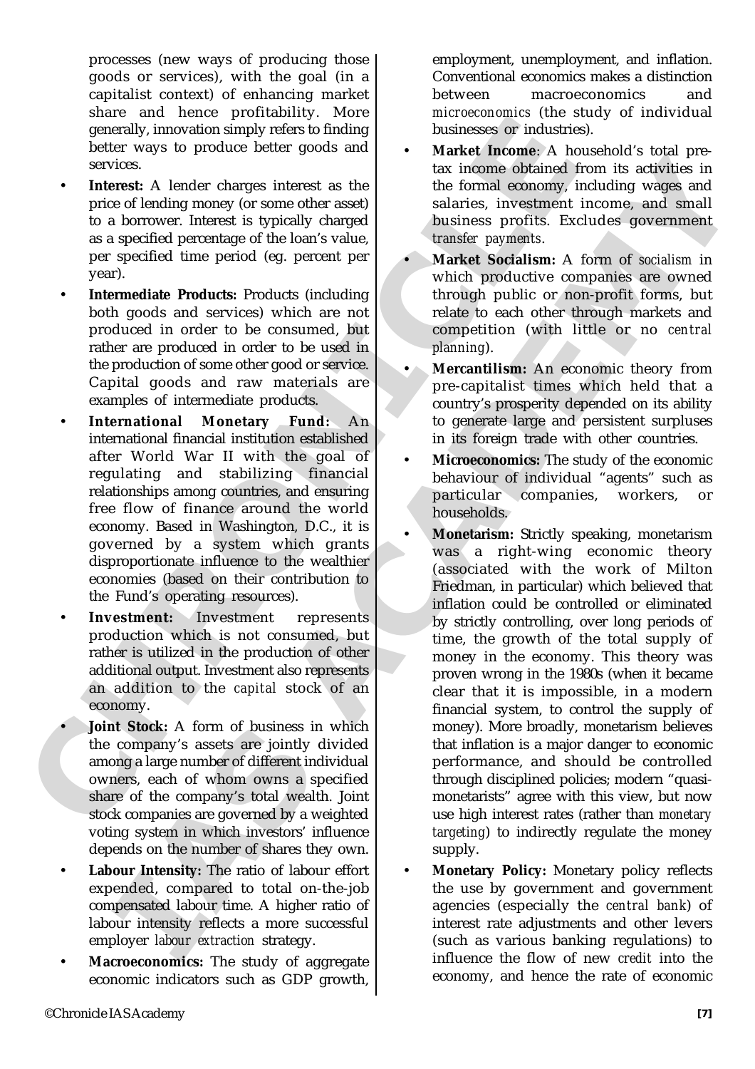processes (new ways of producing those goods or services), with the goal (in a capitalist context) of enhancing market share and hence profitability. More generally, innovation simply refers to finding better ways to produce better goods and services.

- **Interest:** A lender charges interest as the price of lending money (or some other asset) to a borrower. Interest is typically charged as a specified percentage of the loan's value, per specified time period (eg. percent per year).
- **Intermediate Products:** Products (including both goods and services) which are not produced in order to be consumed, but rather are produced in order to be used in the production of some other good or service. Capital goods and raw materials are examples of intermediate products.
- **International Monetary Fund:** An international financial institution established after World War II with the goal of regulating and stabilizing financial relationships among countries, and ensuring free flow of finance around the world economy. Based in Washington, D.C., it is governed by a system which grants disproportionate influence to the wealthier economies (based on their contribution to the Fund's operating resources).
- **Investment:** Investment represents production which is not consumed, but rather is utilized in the production of other additional output. Investment also represents an addition to the *capital* stock of an economy.
- **Joint Stock:** A form of business in which the company's assets are jointly divided among a large number of different individual owners, each of whom owns a specified share of the company's total wealth. Joint stock companies are governed by a weighted voting system in which investors' influence depends on the number of shares they own.
- **Labour Intensity:** The ratio of labour effort expended, compared to total on-the-job compensated labour time. A higher ratio of labour intensity reflects a more successful employer *labour extraction* strategy.
- **Macroeconomics:** The study of aggregate economic indicators such as GDP growth, employment, unemployment, and inflation. Conventional economics makes a distinction between macroeconomics and *microeconomics* (the study of individual businesses or industries).
- **Market Income**: A household's total pre-tax income obtained from its activities in the formal economy, including wages and salaries, investment income, and small business profits. Excludes government *transfer payments*.
- **Market Socialism:** A form of *socialism* in which productive companies are owned through public or non-profit forms, but relate to each other through markets and competition (with little or no *central planning*).
- **Mercantilism:** An economic theory from pre-capitalist times which held that a country's prosperity depended on its ability to generate large and persistent surpluses in its foreign trade with other countries.
- **Microeconomics:** The study of the economic behaviour of individual "agents" such as particular companies, workers, or households.
- **Monetarism:** Strictly speaking, monetarism was a right-wing economic theory (associated with the work of Milton Friedman, in particular) which believed that inflation could be controlled or eliminated by strictly controlling, over long periods of time, the growth of the total supply of money in the economy. This theory was proven wrong in the 1980s (when it became clear that it is impossible, in a modern financial system, to control the supply of money). More broadly, monetarism believes that inflation is a major danger to economic performance, and should be controlled through disciplined policies; modern "quasi-monetarists" agree with this view, but now use high interest rates (rather than *monetary targeting*) to indirectly regulate the money supply.
- **Monetary Policy:** Monetary policy reflects the use by government and government agencies (especially the *central bank*) of interest rate adjustments and other levers (such as various banking regulations) to influence the flow of new *credit* into the economy, and hence the rate of economic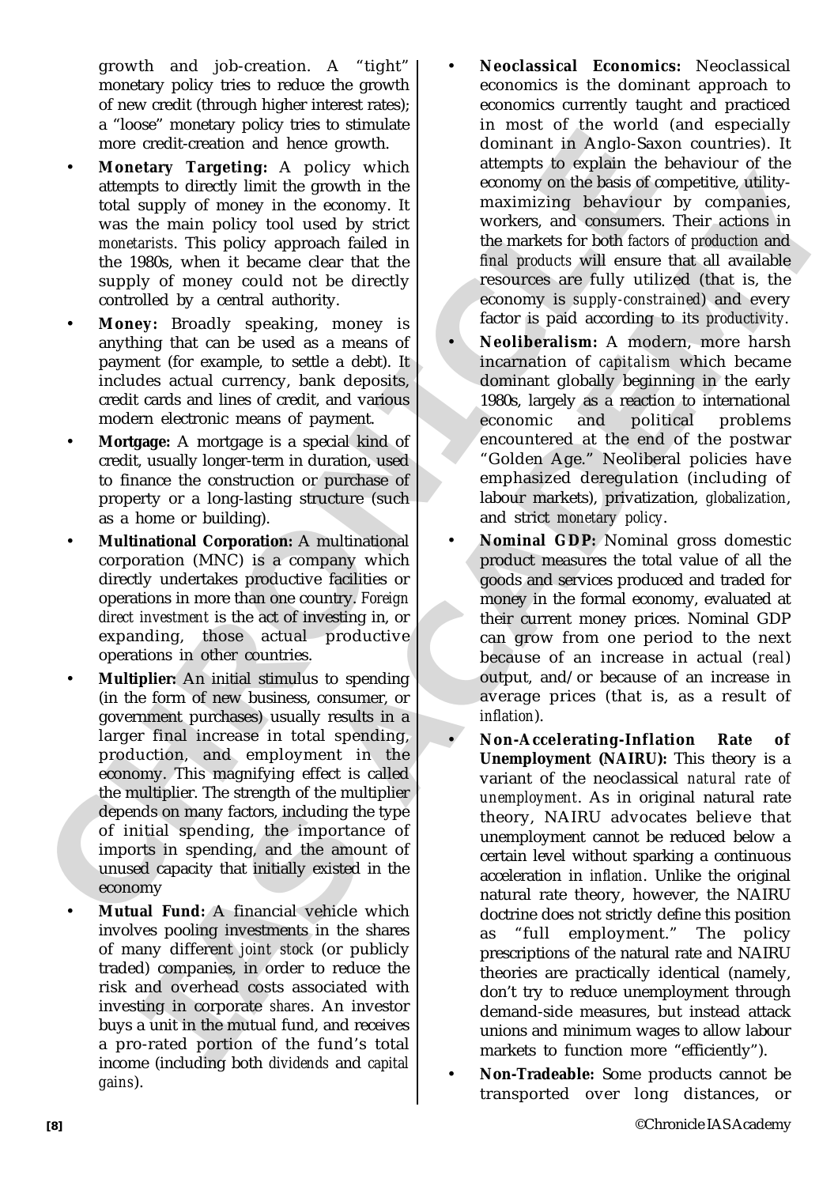growth and job-creation. A "tight" monetary policy tries to reduce the growth of new credit (through higher interest rates); a "loose" monetary policy tries to stimulate more credit-creation and hence growth.

- **Monetary Targeting:** A policy which attempts to directly limit the growth in the total supply of money in the economy. It was the main policy tool used by strict *monetarists*. This policy approach failed in the 1980s, when it became clear that the supply of money could not be directly controlled by a central authority.
- **Money:** Broadly speaking, money is anything that can be used as a means of payment (for example, to settle a debt). It includes actual currency, bank deposits, credit cards and lines of credit, and various modern electronic means of payment.
- **Mortgage:** A mortgage is a special kind of credit, usually longer-term in duration, used to finance the construction or purchase of property or a long-lasting structure (such as a home or building).
- **Multinational Corporation:** A multinational corporation (MNC) is a company which directly undertakes productive facilities or operations in more than one country. *Foreign direct investment* is the act of investing in, or expanding, those actual productive operations in other countries.
- **Multiplier:** An initial stimulus to spending (in the form of new business, consumer, or government purchases) usually results in a larger final increase in total spending, production, and employment in the economy. This magnifying effect is called the multiplier. The strength of the multiplier depends on many factors, including the type of initial spending, the importance of imports in spending, and the amount of unused capacity that initially existed in the economy
- **Mutual Fund:** A financial vehicle which involves pooling investments in the shares of many different *joint stock* (or publicly traded) companies, in order to reduce the risk and overhead costs associated with investing in corporate *shares*. An investor buys a unit in the mutual fund, and receives a pro-rated portion of the fund's total income (including both *dividends* and *capital gains*).
- **Neoclassical Economics:** Neoclassical economics is the dominant approach to economics currently taught and practiced in most of the world (and especially dominant in Anglo-Saxon countries). It attempts to explain the behaviour of the economy on the basis of competitive, utility-maximizing behaviour by companies, workers, and consumers. Their actions in the markets for both *factors of production* and *final products* will ensure that all available resources are fully utilized (that is, the economy is *supply-constrained*) and every factor is paid according to its *productivity*.
- **Neoliberalism:** A modern, more harsh incarnation of *capitalism* which became dominant globally beginning in the early 1980s, largely as a reaction to international economic and political problems encountered at the end of the postwar "Golden Age." Neoliberal policies have emphasized deregulation (including of labour markets), privatization, *globalization*, and strict *monetary policy*.
- **Nominal GDP:** Nominal gross domestic product measures the total value of all the goods and services produced and traded for money in the formal economy, evaluated at their current money prices. Nominal GDP can grow from one period to the next because of an increase in actual (*real*) output, and/or because of an increase in average prices (that is, as a result of *inflation*).
- **Non-Accelerating-Inflation Rate of Unemployment (NAIRU):** This theory is a variant of the neoclassical *natural rate of unemployment*. As in original natural rate theory, NAIRU advocates believe that unemployment cannot be reduced below a certain level without sparking a continuous acceleration in *inflation*. Unlike the original natural rate theory, however, the NAIRU doctrine does not strictly define this position as "full employment." The policy prescriptions of the natural rate and NAIRU theories are practically identical (namely, don't try to reduce unemployment through demand-side measures, but instead attack unions and minimum wages to allow labour markets to function more "efficiently").
- **Non-Tradeable:** Some products cannot be transported over long distances, or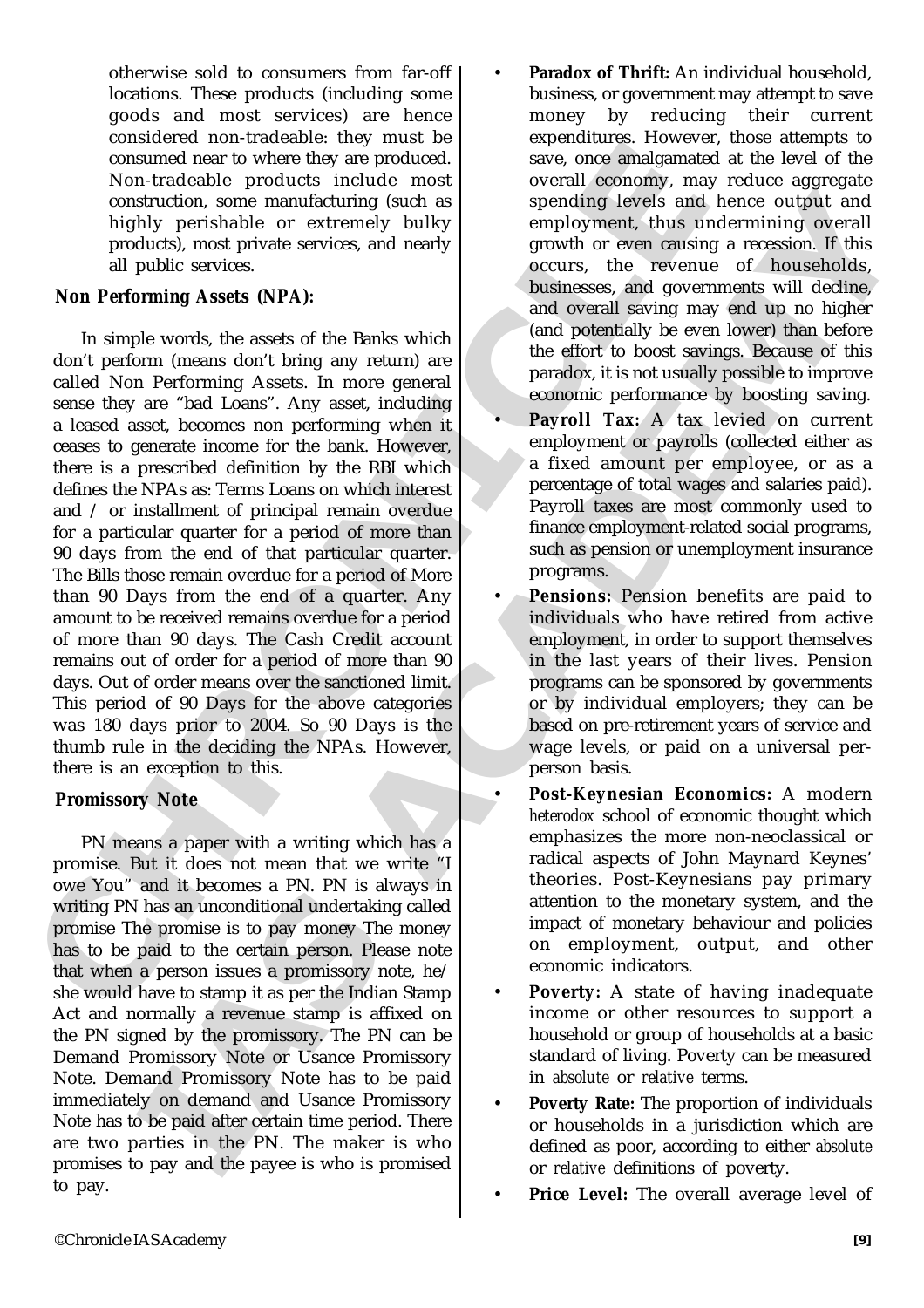otherwise sold to consumers from far-off locations. These products (including some goods and most services) are hence considered non-tradeable: they must be consumed near to where they are produced. Non-tradeable products include most construction, some manufacturing (such as highly perishable or extremely bulky products), most private services, and nearly all public services.

## Non Performing Assets (NPA):

In simple words, the assets of the Banks which don't perform (means don't bring any return) are called Non Performing Assets. In more general sense they are "bad Loans". Any asset, including a leased asset, becomes non performing when it ceases to generate income for the bank. However, there is a prescribed definition by the RBI which defines the NPAs as: Terms Loans on which interest and / or installment of principal remain overdue for a particular quarter for a period of more than 90 days from the end of that particular quarter. The Bills those remain overdue for a period of More than 90 Days from the end of a quarter. Any amount to be received remains overdue for a period of more than 90 days. The Cash Credit account remains out of order for a period of more than 90 days. Out of order means over the sanctioned limit. This period of 90 Days for the above categories was 180 days prior to 2004. So 90 Days is the thumb rule in the deciding the NPAs. However, there is an exception to this.

## Promissory Note

PN means a paper with a writing which has a promise. But it does not mean that we write "I owe You" and it becomes a PN. PN is always in writing PN has an unconditional undertaking called promise The promise is to pay money The money has to be paid to the certain person. Please note that when a person issues a promissory note, he/ she would have to stamp it as per the Indian Stamp Act and normally a revenue stamp is affixed on the PN signed by the promissory. The PN can be Demand Promissory Note or Usance Promissory Note. Demand Promissory Note has to be paid immediately on demand and Usance Promissory Note has to be paid after certain time period. There are two parties in the PN. The maker is who promises to pay and the payee is who is promised to pay.

- **Paradox of Thrift:** An individual household, business, or government may attempt to save money by reducing their current expenditures. However, those attempts to save, once amalgamated at the level of the overall economy, may reduce aggregate spending levels and hence output and employment, thus undermining overall growth or even causing a recession. If this occurs, the revenue of households, businesses, and governments will decline, and overall saving may end up no higher (and potentially be even lower) than before the effort to boost savings. Because of this paradox, it is not usually possible to improve economic performance by boosting saving.
- **Payroll Tax:** A tax levied on current employment or payrolls (collected either as a fixed amount per employee, or as a percentage of total wages and salaries paid). Payroll taxes are most commonly used to finance employment-related social programs, such as pension or unemployment insurance programs.
- **Pensions:** Pension benefits are paid to individuals who have retired from active employment, in order to support themselves in the last years of their lives. Pension programs can be sponsored by governments or by individual employers; they can be based on pre-retirement years of service and wage levels, or paid on a universal per-person basis.
- **Post-Keynesian Economics:** A modern *heterodox* school of economic thought which emphasizes the more non-neoclassical or radical aspects of John Maynard Keynes' theories. Post-Keynesians pay primary attention to the monetary system, and the impact of monetary behaviour and policies on employment, output, and other economic indicators.
- **Poverty:** A state of having inadequate income or other resources to support a household or group of households at a basic standard of living. Poverty can be measured in *absolute* or *relative* terms.
- **Poverty Rate:** The proportion of individuals or households in a jurisdiction which are defined as poor, according to either *absolute* or *relative* definitions of poverty.
- **Price Level:** The overall average level of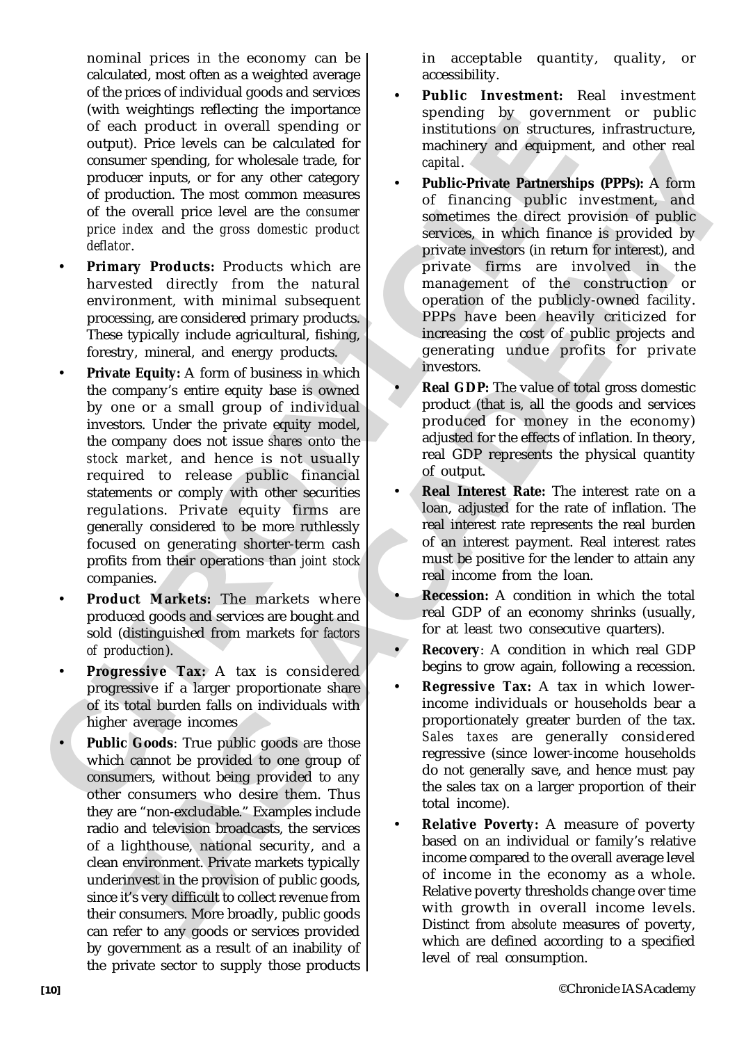nominal prices in the economy can be calculated, most often as a weighted average of the prices of individual goods and services (with weightings reflecting the importance of each product in overall spending or output). Price levels can be calculated for consumer spending, for wholesale trade, for producer inputs, or for any other category of production. The most common measures of the overall price level are the *consumer price index* and the *gross domestic product deflator*.

- **Primary Products:** Products which are harvested directly from the natural environment, with minimal subsequent processing, are considered primary products. These typically include agricultural, fishing, forestry, mineral, and energy products.
- **Private Equity:** A form of business in which the company's entire equity base is owned by one or a small group of individual investors. Under the private equity model, the company does not issue *shares* onto the *stock market*, and hence is not usually required to release public financial statements or comply with other securities regulations. Private equity firms are generally considered to be more ruthlessly focused on generating shorter-term cash profits from their operations than *joint stock* companies.
- **Product Markets:** The markets where produced goods and services are bought and sold (distinguished from markets for *factors of production*).
- **Progressive Tax:** A tax is considered progressive if a larger proportionate share of its total burden falls on individuals with higher average incomes
- **Public Goods**: True public goods are those which cannot be provided to one group of consumers, without being provided to any other consumers who desire them. Thus they are "non-excludable." Examples include radio and television broadcasts, the services of a lighthouse, national security, and a clean environment. Private markets typically underinvest in the provision of public goods, since it's very difficult to collect revenue from their consumers. More broadly, public goods can refer to any goods or services provided by government as a result of an inability of the private sector to supply those products in acceptable quantity, quality, or accessibility.
- **Public Investment:** Real investment spending by government or public institutions on structures, infrastructure, machinery and equipment, and other real *capital*.
- **Public-Private Partnerships (PPPs):** A form of financing public investment, and sometimes the direct provision of public services, in which finance is provided by private investors (in return for interest), and private firms are involved in the management of the construction or operation of the publicly-owned facility. PPPs have been heavily criticized for increasing the cost of public projects and generating undue profits for private investors.
- **Real GDP:** The value of total gross domestic product (that is, all the goods and services produced for money in the economy) adjusted for the effects of inflation. In theory, real GDP represents the physical quantity of output.
- **Real Interest Rate:** The interest rate on a loan, adjusted for the rate of inflation. The real interest rate represents the real burden of an interest payment. Real interest rates must be positive for the lender to attain any real income from the loan.
- **Recession:** A condition in which the total real GDP of an economy shrinks (usually, for at least two consecutive quarters).
- **Recovery**: A condition in which real GDP begins to grow again, following a recession.
- **Regressive Tax:** A tax in which lower-income individuals or households bear a proportionately greater burden of the tax. *Sales taxes* are generally considered regressive (since lower-income households do not generally save, and hence must pay the sales tax on a larger proportion of their total income).
- **Relative Poverty:** A measure of poverty based on an individual or family's relative income compared to the overall average level of income in the economy as a whole. Relative poverty thresholds change over time with growth in overall income levels. Distinct from *absolute* measures of poverty, which are defined according to a specified level of real consumption.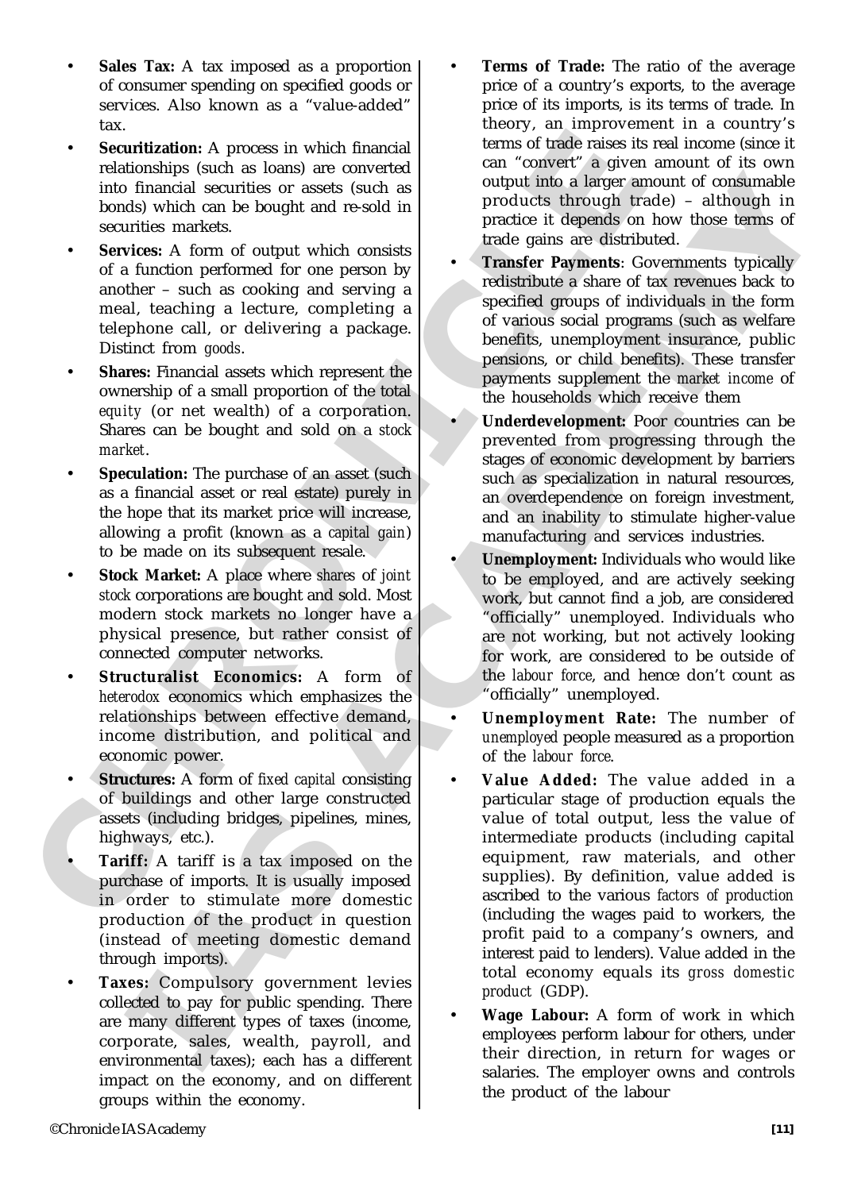- **Sales Tax:** A tax imposed as a proportion of consumer spending on specified goods or services. Also known as a "value-added" tax.
- **Securitization:** A process in which financial relationships (such as loans) are converted into financial securities or assets (such as bonds) which can be bought and re-sold in securities markets.
- **Services:** A form of output which consists of a function performed for one person by another – such as cooking and serving a meal, teaching a lecture, completing a telephone call, or delivering a package. Distinct from *goods*.
- **Shares:** Financial assets which represent the ownership of a small proportion of the total *equity* (or net wealth) of a corporation. Shares can be bought and sold on a *stock market*.
- **Speculation:** The purchase of an asset (such as a financial asset or real estate) purely in the hope that its market price will increase, allowing a profit (known as a *capital gain*) to be made on its subsequent resale.
- **Stock Market:** A place where *shares* of *joint stock* corporations are bought and sold. Most modern stock markets no longer have a physical presence, but rather consist of connected computer networks.
- **Structuralist Economics:** A form of *heterodox* economics which emphasizes the relationships between effective demand, income distribution, and political and economic power.
- **Structures:** A form of *fixed capital* consisting of buildings and other large constructed assets (including bridges, pipelines, mines, highways, etc.).
- **Tariff:** A tariff is a tax imposed on the purchase of imports. It is usually imposed in order to stimulate more domestic production of the product in question (instead of meeting domestic demand through imports).
- **Taxes:** Compulsory government levies collected to pay for public spending. There are many different types of taxes (income, corporate, sales, wealth, payroll, and environmental taxes); each has a different impact on the economy, and on different groups within the economy.
- **Terms of Trade:** The ratio of the average price of a country's exports, to the average price of its imports, is its terms of trade. In theory, an improvement in a country's terms of trade raises its real income (since it can "convert" a given amount of its own output into a larger amount of consumable products through trade) – although in practice it depends on how those terms of trade gains are distributed.
- **Transfer Payments**: Governments typically redistribute a share of tax revenues back to specified groups of individuals in the form of various social programs (such as welfare benefits, unemployment insurance, public pensions, or child benefits). These transfer payments supplement the *market income* of the households which receive them
- **Underdevelopment:** Poor countries can be prevented from progressing through the stages of economic development by barriers such as specialization in natural resources, an overdependence on foreign investment, and an inability to stimulate higher-value manufacturing and services industries.
- **Unemployment:** Individuals who would like to be employed, and are actively seeking work, but cannot find a job, are considered "officially" unemployed. Individuals who are not working, but not actively looking for work, are considered to be outside of the *labour force*, and hence don't count as "officially" unemployed.
- **Unemployment Rate:** The number of *unemployed* people measured as a proportion of the *labour force*.
- **Value Added:** The value added in a particular stage of production equals the value of total output, less the value of intermediate products (including capital equipment, raw materials, and other supplies). By definition, value added is ascribed to the various *factors of production* (including the wages paid to workers, the profit paid to a company's owners, and interest paid to lenders). Value added in the total economy equals its *gross domestic product* (GDP).
- **Wage Labour:** A form of work in which employees perform labour for others, under their direction, in return for wages or salaries. The employer owns and controls the product of the labour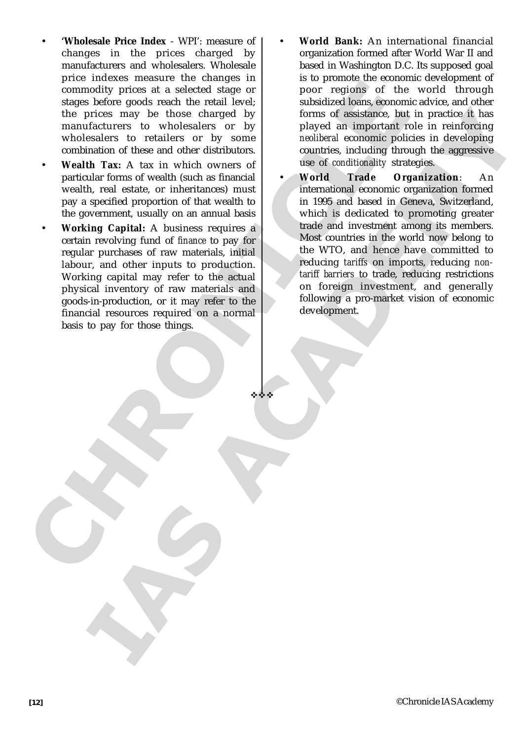- **'Wholesale Price Index** - WPI': measure of changes in the prices charged by manufacturers and wholesalers. Wholesale price indexes measure the changes in commodity prices at a selected stage or stages before goods reach the retail level; the prices may be those charged by manufacturers to wholesalers or by wholesalers to retailers or by some combination of these and other distributors.
- **Wealth Tax:** A tax in which owners of particular forms of wealth (such as financial wealth, real estate, or inheritances) must pay a specified proportion of that wealth to the government, usually on an annual basis
- **Working Capital:** A business requires a certain revolving fund of *finance* to pay for regular purchases of raw materials, initial labour, and other inputs to production. Working capital may refer to the actual physical inventory of raw materials and goods-in-production, or it may refer to the financial resources required on a normal basis to pay for those things.
- **World Bank:** An international financial organization formed after World War II and based in Washington D.C. Its supposed goal is to promote the economic development of poor regions of the world through subsidized loans, economic advice, and other forms of assistance, but in practice it has played an important role in reinforcing *neoliberal* economic policies in developing countries, including through the aggressive use of *conditionality* strategies.
- **World Trade Organization**: An international economic organization formed in 1995 and based in Geneva, Switzerland, which is dedicated to promoting greater trade and investment among its members. Most countries in the world now belong to the WTO, and hence have committed to reducing *tariffs* on imports, reducing *non-tariff barriers* to trade, reducing restrictions on foreign investment, and generally following a pro-market vision of economic development.

❖❖❖